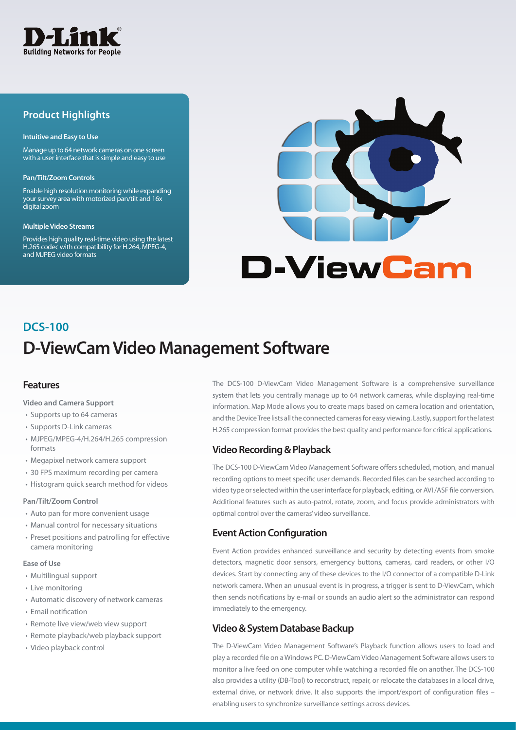D-Link
Building Networks for People

## Product Highlights

**Intuitive and Easy to Use**

Manage up to 64 network cameras on one screen with a user interface that is simple and easy to use

**Pan/Tilt/Zoom Controls**

Enable high resolution monitoring while expanding your survey area with motorized pan/tilt and 16x digital zoom

**Multiple Video Streams**

Provides high quality real-time video using the latest H.265 codec with compatibility for H.264, MPEG-4, and MJPEG video formats

D-ViewCam

## DCS-100

# D-ViewCam Video Management Software

## Features

**Video and Camera Support**

- Supports up to 64 cameras
- Supports D-Link cameras
- MJPEG/MPEG-4/H.264/H.265 compression formats
- Megapixel network camera support
- 30 FPS maximum recording per camera
- Histogram quick search method for videos

**Pan/Tilt/Zoom Control**

- Auto pan for more convenient usage
- Manual control for necessary situations
- Preset positions and patrolling for effective camera monitoring

**Ease of Use**

- Multilingual support
- Live monitoring
- Automatic discovery of network cameras
- Email notification
- Remote live view/web view support
- Remote playback/web playback support
- Video playback control

The DCS-100 D-ViewCam Video Management Software is a comprehensive surveillance system that lets you centrally manage up to 64 network cameras, while displaying real-time information. Map Mode allows you to create maps based on camera location and orientation, and the Device Tree lists all the connected cameras for easy viewing. Lastly, support for the latest H.265 compression format provides the best quality and performance for critical applications.

## Video Recording & Playback

The DCS-100 D-ViewCam Video Management Software offers scheduled, motion, and manual recording options to meet specific user demands. Recorded files can be searched according to video type or selected within the user interface for playback, editing, or AVI /ASF file conversion. Additional features such as auto-patrol, rotate, zoom, and focus provide administrators with optimal control over the cameras' video surveillance.

## Event Action Configuration

Event Action provides enhanced surveillance and security by detecting events from smoke detectors, magnetic door sensors, emergency buttons, cameras, card readers, or other I/O devices. Start by connecting any of these devices to the I/O connector of a compatible D-Link network camera. When an unusual event is in progress, a trigger is sent to D-ViewCam, which then sends notifications by e-mail or sounds an audio alert so the administrator can respond immediately to the emergency.

## Video & System Database Backup

The D-ViewCam Video Management Software's Playback function allows users to load and play a recorded file on a Windows PC. D-ViewCam Video Management Software allows users to monitor a live feed on one computer while watching a recorded file on another. The DCS-100 also provides a utility (DB-Tool) to reconstruct, repair, or relocate the databases in a local drive, external drive, or network drive. It also supports the import/export of configuration files – enabling users to synchronize surveillance settings across devices.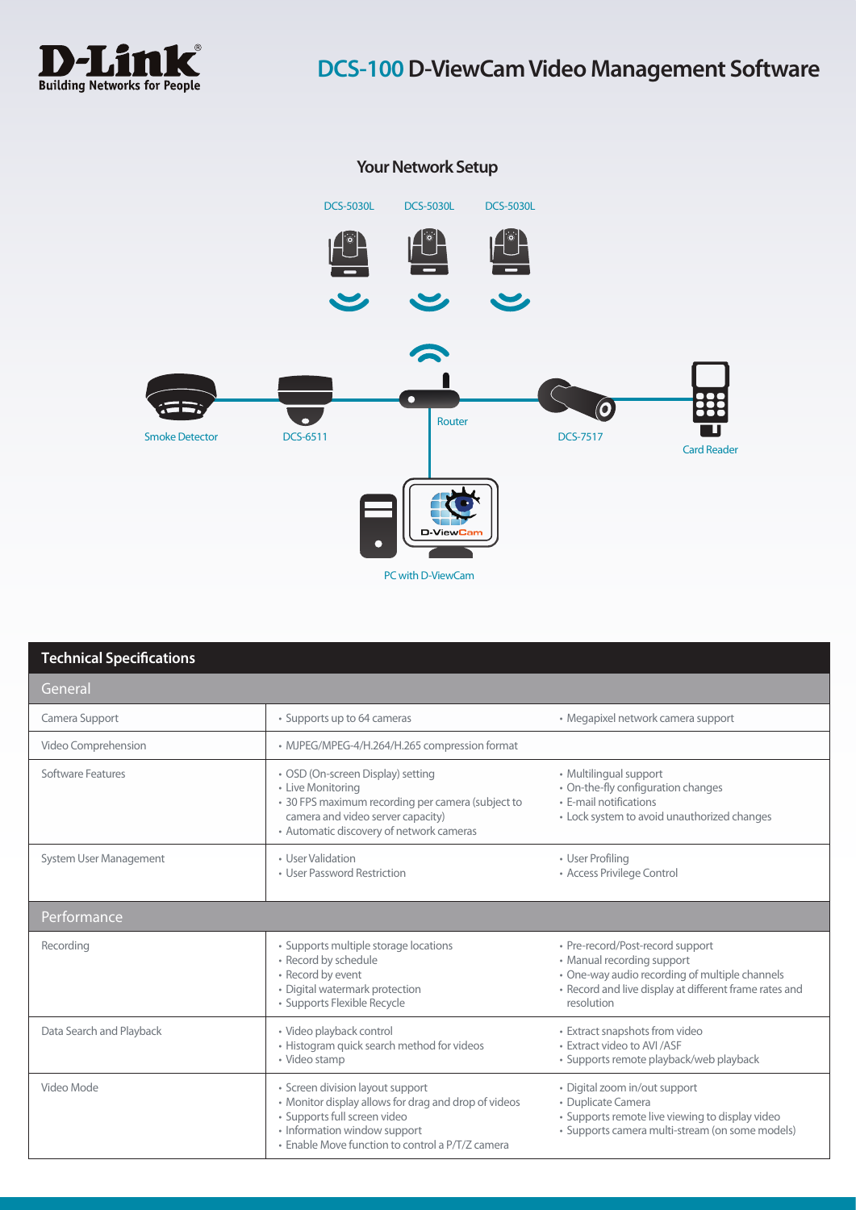# DCS-100 D-ViewCam Video Management Software

## Your Network Setup

DCS-5030L DCS-5030L DCS-5030L

Smoke Detector DCS-6511 Router DCS-7517 Card Reader

PC with D-ViewCam

## Technical Specifications

| General | | |
|---|---|---|
| Camera Support | • Supports up to 64 cameras | • Megapixel network camera support |
| Video Comprehension | • MJPEG/MPEG-4/H.264/H.265 compression format | |
| Software Features | • OSD (On-screen Display) setting<br>• Live Monitoring<br>• 30 FPS maximum recording per camera (subject to camera and video server capacity)<br>• Automatic discovery of network cameras | • Multilingual support<br>• On-the-fly configuration changes<br>• E-mail notifications<br>• Lock system to avoid unauthorized changes |
| System User Management | • User Validation<br>• User Password Restriction | • User Profiling<br>• Access Privilege Control |
| **Performance** | | |
| Recording | • Supports multiple storage locations<br>• Record by schedule<br>• Record by event<br>• Digital watermark protection<br>• Supports Flexible Recycle | • Pre-record/Post-record support<br>• Manual recording support<br>• One-way audio recording of multiple channels<br>• Record and live display at different frame rates and resolution |
| Data Search and Playback | • Video playback control<br>• Histogram quick search method for videos<br>• Video stamp | • Extract snapshots from video<br>• Extract video to AVI /ASF<br>• Supports remote playback/web playback |
| Video Mode | • Screen division layout support<br>• Monitor display allows for drag and drop of videos<br>• Supports full screen video<br>• Information window support<br>• Enable Move function to control a P/T/Z camera | • Digital zoom in/out support<br>• Duplicate Camera<br>• Supports remote live viewing to display video<br>• Supports camera multi-stream (on some models) |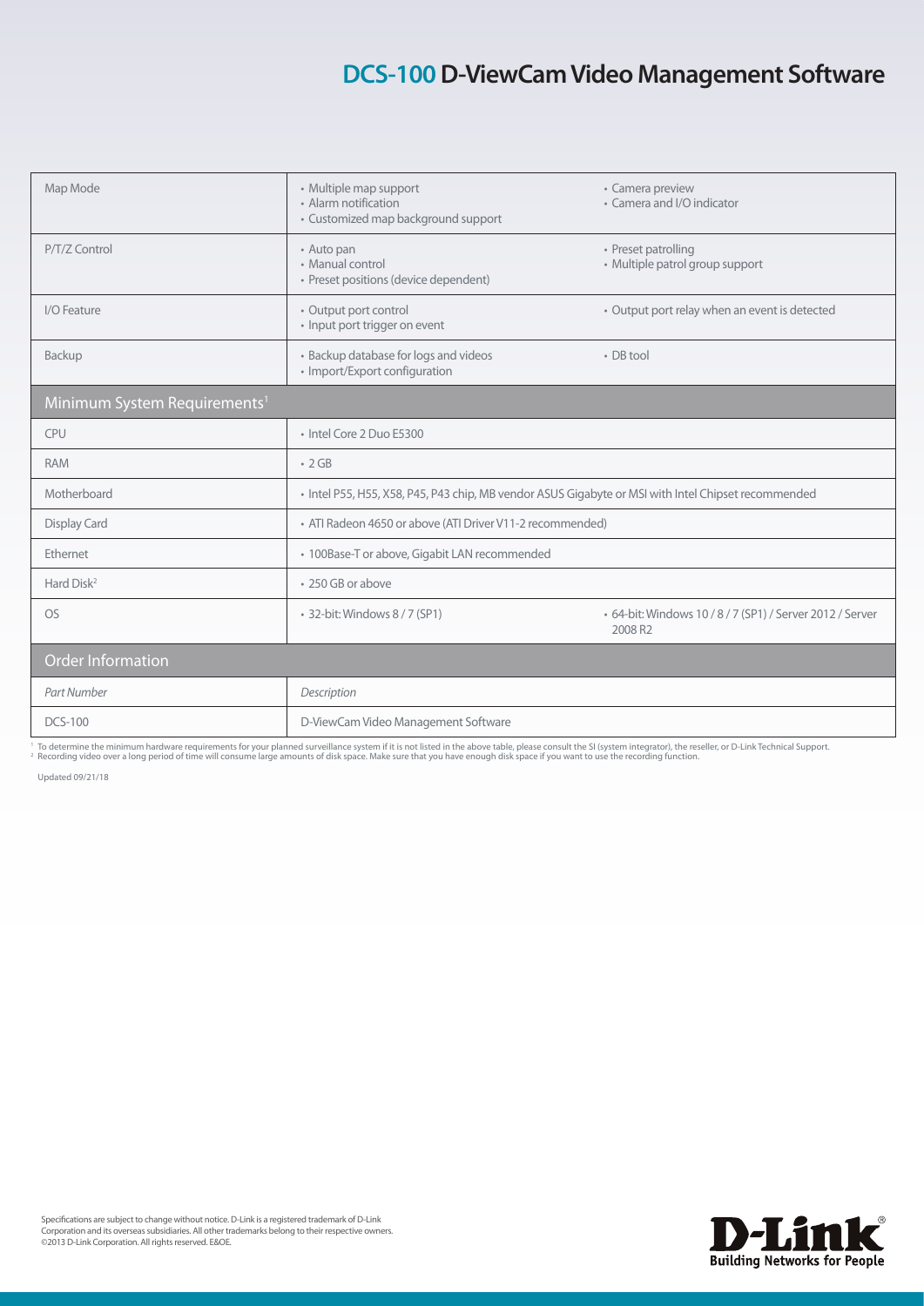# DCS-100 D-ViewCam Video Management Software

| | | |
|---|---|---|
| Map Mode | • Multiple map support<br>• Alarm notification<br>• Customized map background support | • Camera preview<br>• Camera and I/O indicator |
| P/T/Z Control | • Auto pan<br>• Manual control<br>• Preset positions (device dependent) | • Preset patrolling<br>• Multiple patrol group support |
| I/O Feature | • Output port control<br>• Input port trigger on event | • Output port relay when an event is detected |
| Backup | • Backup database for logs and videos<br>• Import/Export configuration | • DB tool |
| **Minimum System Requirements[1]** | | |
| CPU | • Intel Core 2 Duo E5300 | |
| RAM | • 2 GB | |
| Motherboard | • Intel P55, H55, X58, P45, P43 chip, MB vendor ASUS Gigabyte or MSI with Intel Chipset recommended | |
| Display Card | • ATI Radeon 4650 or above (ATI Driver V11-2 recommended) | |
| Ethernet | • 100Base-T or above, Gigabit LAN recommended | |
| Hard Disk[2] | • 250 GB or above | |
| OS | • 32-bit: Windows 8 / 7 (SP1) | • 64-bit: Windows 10 / 8 / 7 (SP1) / Server 2012 / Server 2008 R2 |
| **Order Information** | | |
| *Part Number* | *Description* | |
| DCS-100 | D-ViewCam Video Management Software | |

[1] To determine the minimum hardware requirements for your planned surveillance system if it is not listed in the above table, please consult the SI (system integrator), the reseller, or D-Link Technical Support.
[2] Recording video over a long period of time will consume large amounts of disk space. Make sure that you have enough disk space if you want to use the recording function.

Updated 09/21/18

Specifications are subject to change without notice. D-Link is a registered trademark of D-Link Corporation and its overseas subsidiaries. All other trademarks belong to their respective owners. ©2013 D-Link Corporation. All rights reserved. E&OE.

D-Link® Building Networks for People